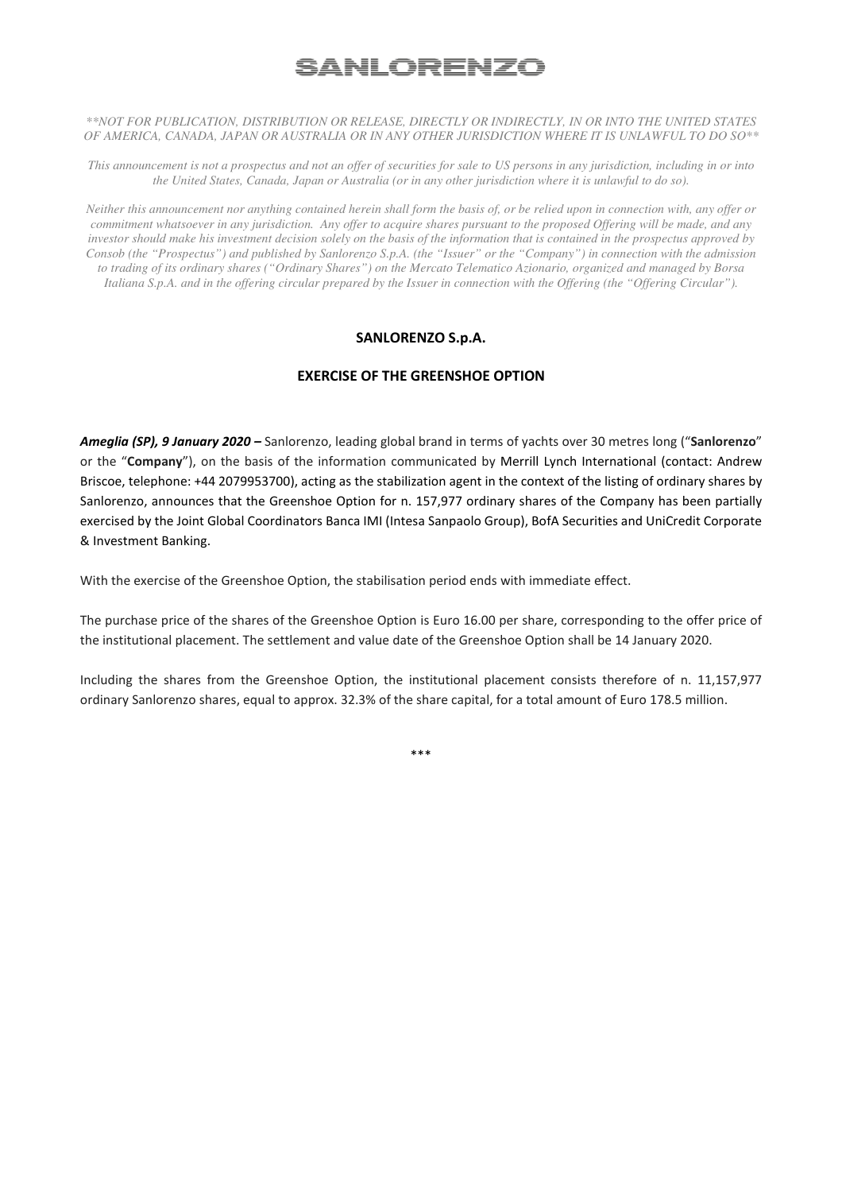# SANLORENZO

*\*\*NOT FOR PUBLICATION, DISTRIBUTION OR RELEASE, DIRECTLY OR INDIRECTLY, IN OR INTO THE UNITED STATES OF AMERICA, CANADA, JAPAN OR AUSTRALIA OR IN ANY OTHER JURISDICTION WHERE IT IS UNLAWFUL TO DO SO\*\**

*This announcement is not a prospectus and not an offer of securities for sale to US persons in any jurisdiction, including in or into the United States, Canada, Japan or Australia (or in any other jurisdiction where it is unlawful to do so).*

*Neither this announcement nor anything contained herein shall form the basis of, or be relied upon in connection with, any offer or commitment whatsoever in any jurisdiction. Any offer to acquire shares pursuant to the proposed Offering will be made, and any investor should make his investment decision solely on the basis of the information that is contained in the prospectus approved by Consob (the "Prospectus") and published by Sanlorenzo S.p.A. (the "Issuer" or the "Company") in connection with the admission to trading of its ordinary shares ("Ordinary Shares") on the Mercato Telematico Azionario, organized and managed by Borsa Italiana S.p.A. and in the offering circular prepared by the Issuer in connection with the Offering (the "Offering Circular").*

## SANLORENZO S.p.A.

## EXERCISE OF THE GREENSHOE OPTION

***Ameglia (SP), 9 January 2020 –*** Sanlorenzo, leading global brand in terms of yachts over 30 metres long ("**Sanlorenzo**" or the "**Company**"), on the basis of the information communicated by Merrill Lynch International (contact: Andrew Briscoe, telephone: +44 2079953700), acting as the stabilization agent in the context of the listing of ordinary shares by Sanlorenzo, announces that the Greenshoe Option for n. 157,977 ordinary shares of the Company has been partially exercised by the Joint Global Coordinators Banca IMI (Intesa Sanpaolo Group), BofA Securities and UniCredit Corporate & Investment Banking.

With the exercise of the Greenshoe Option, the stabilisation period ends with immediate effect.

The purchase price of the shares of the Greenshoe Option is Euro 16.00 per share, corresponding to the offer price of the institutional placement. The settlement and value date of the Greenshoe Option shall be 14 January 2020.

Including the shares from the Greenshoe Option, the institutional placement consists therefore of n. 11,157,977 ordinary Sanlorenzo shares, equal to approx. 32.3% of the share capital, for a total amount of Euro 178.5 million.

\*\*\*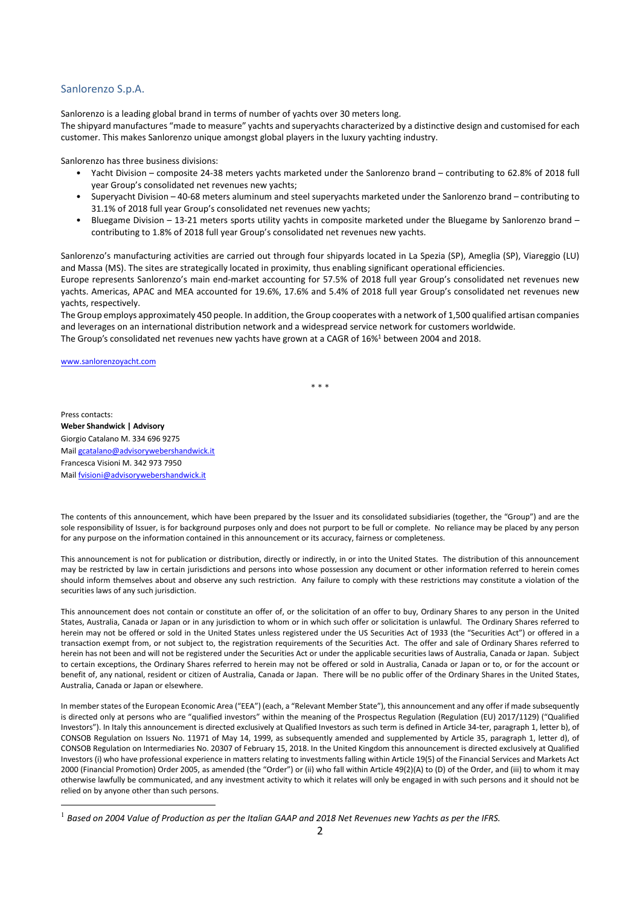## Sanlorenzo S.p.A.

Sanlorenzo is a leading global brand in terms of number of yachts over 30 meters long.
The shipyard manufactures "made to measure" yachts and superyachts characterized by a distinctive design and customised for each customer. This makes Sanlorenzo unique amongst global players in the luxury yachting industry.

Sanlorenzo has three business divisions:

- Yacht Division – composite 24-38 meters yachts marketed under the Sanlorenzo brand – contributing to 62.8% of 2018 full year Group's consolidated net revenues new yachts;
- Superyacht Division – 40-68 meters aluminum and steel superyachts marketed under the Sanlorenzo brand – contributing to 31.1% of 2018 full year Group's consolidated net revenues new yachts;
- Bluegame Division – 13-21 meters sports utility yachts in composite marketed under the Bluegame by Sanlorenzo brand – contributing to 1.8% of 2018 full year Group's consolidated net revenues new yachts.

Sanlorenzo's manufacturing activities are carried out through four shipyards located in La Spezia (SP), Ameglia (SP), Viareggio (LU) and Massa (MS). The sites are strategically located in proximity, thus enabling significant operational efficiencies.
Europe represents Sanlorenzo's main end-market accounting for 57.5% of 2018 full year Group's consolidated net revenues new yachts. Americas, APAC and MEA accounted for 19.6%, 17.6% and 5.4% of 2018 full year Group's consolidated net revenues new yachts, respectively.
The Group employs approximately 450 people. In addition, the Group cooperates with a network of 1,500 qualified artisan companies and leverages on an international distribution network and a widespread service network for customers worldwide.
The Group's consolidated net revenues new yachts have grown at a CAGR of 16%[1] between 2004 and 2018.

www.sanlorenzoyacht.com

\* \* \*

Press contacts:
**Weber Shandwick | Advisory**
Giorgio Catalano M. 334 696 9275
Mail gcatalano@advisorywebershandwick.it
Francesca Visioni M. 342 973 7950
Mail fvisioni@advisorywebershandwick.it

The contents of this announcement, which have been prepared by the Issuer and its consolidated subsidiaries (together, the "Group") and are the sole responsibility of Issuer, is for background purposes only and does not purport to be full or complete. No reliance may be placed by any person for any purpose on the information contained in this announcement or its accuracy, fairness or completeness.

This announcement is not for publication or distribution, directly or indirectly, in or into the United States. The distribution of this announcement may be restricted by law in certain jurisdictions and persons into whose possession any document or other information referred to herein comes should inform themselves about and observe any such restriction. Any failure to comply with these restrictions may constitute a violation of the securities laws of any such jurisdiction.

This announcement does not contain or constitute an offer of, or the solicitation of an offer to buy, Ordinary Shares to any person in the United States, Australia, Canada or Japan or in any jurisdiction to whom or in which such offer or solicitation is unlawful. The Ordinary Shares referred to herein may not be offered or sold in the United States unless registered under the US Securities Act of 1933 (the "Securities Act") or offered in a transaction exempt from, or not subject to, the registration requirements of the Securities Act. The offer and sale of Ordinary Shares referred to herein has not been and will not be registered under the Securities Act or under the applicable securities laws of Australia, Canada or Japan. Subject to certain exceptions, the Ordinary Shares referred to herein may not be offered or sold in Australia, Canada or Japan or to, or for the account or benefit of, any national, resident or citizen of Australia, Canada or Japan. There will be no public offer of the Ordinary Shares in the United States, Australia, Canada or Japan or elsewhere.

In member states of the European Economic Area ("EEA") (each, a "Relevant Member State"), this announcement and any offer if made subsequently is directed only at persons who are "qualified investors" within the meaning of the Prospectus Regulation (Regulation (EU) 2017/1129) ("Qualified Investors"). In Italy this announcement is directed exclusively at Qualified Investors as such term is defined in Article 34-ter, paragraph 1, letter b), of CONSOB Regulation on Issuers No. 11971 of May 14, 1999, as subsequently amended and supplemented by Article 35, paragraph 1, letter d), of CONSOB Regulation on Intermediaries No. 20307 of February 15, 2018. In the United Kingdom this announcement is directed exclusively at Qualified Investors (i) who have professional experience in matters relating to investments falling within Article 19(5) of the Financial Services and Markets Act 2000 (Financial Promotion) Order 2005, as amended (the "Order") or (ii) who fall within Article 49(2)(A) to (D) of the Order, and (iii) to whom it may otherwise lawfully be communicated, and any investment activity to which it relates will only be engaged in with such persons and it should not be relied on by anyone other than such persons.

[1] *Based on 2004 Value of Production as per the Italian GAAP and 2018 Net Revenues new Yachts as per the IFRS.*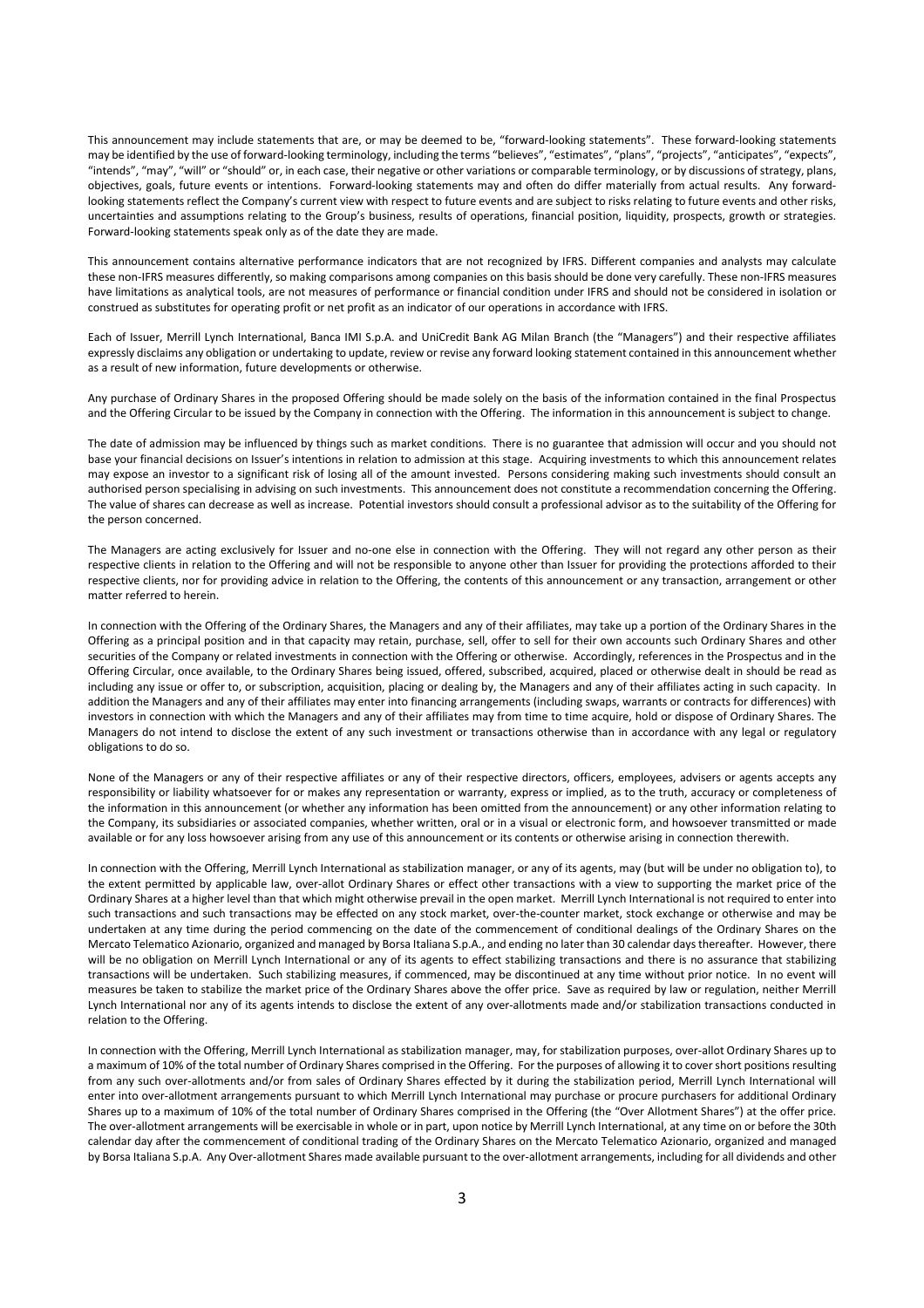This announcement may include statements that are, or may be deemed to be, "forward-looking statements". These forward-looking statements may be identified by the use of forward-looking terminology, including the terms "believes", "estimates", "plans", "projects", "anticipates", "expects", "intends", "may", "will" or "should" or, in each case, their negative or other variations or comparable terminology, or by discussions of strategy, plans, objectives, goals, future events or intentions. Forward-looking statements may and often do differ materially from actual results. Any forward-looking statements reflect the Company's current view with respect to future events and are subject to risks relating to future events and other risks, uncertainties and assumptions relating to the Group's business, results of operations, financial position, liquidity, prospects, growth or strategies. Forward-looking statements speak only as of the date they are made.

This announcement contains alternative performance indicators that are not recognized by IFRS. Different companies and analysts may calculate these non-IFRS measures differently, so making comparisons among companies on this basis should be done very carefully. These non-IFRS measures have limitations as analytical tools, are not measures of performance or financial condition under IFRS and should not be considered in isolation or construed as substitutes for operating profit or net profit as an indicator of our operations in accordance with IFRS.

Each of Issuer, Merrill Lynch International, Banca IMI S.p.A. and UniCredit Bank AG Milan Branch (the "Managers") and their respective affiliates expressly disclaims any obligation or undertaking to update, review or revise any forward looking statement contained in this announcement whether as a result of new information, future developments or otherwise.

Any purchase of Ordinary Shares in the proposed Offering should be made solely on the basis of the information contained in the final Prospectus and the Offering Circular to be issued by the Company in connection with the Offering. The information in this announcement is subject to change.

The date of admission may be influenced by things such as market conditions. There is no guarantee that admission will occur and you should not base your financial decisions on Issuer's intentions in relation to admission at this stage. Acquiring investments to which this announcement relates may expose an investor to a significant risk of losing all of the amount invested. Persons considering making such investments should consult an authorised person specialising in advising on such investments. This announcement does not constitute a recommendation concerning the Offering. The value of shares can decrease as well as increase. Potential investors should consult a professional advisor as to the suitability of the Offering for the person concerned.

The Managers are acting exclusively for Issuer and no-one else in connection with the Offering. They will not regard any other person as their respective clients in relation to the Offering and will not be responsible to anyone other than Issuer for providing the protections afforded to their respective clients, nor for providing advice in relation to the Offering, the contents of this announcement or any transaction, arrangement or other matter referred to herein.

In connection with the Offering of the Ordinary Shares, the Managers and any of their affiliates, may take up a portion of the Ordinary Shares in the Offering as a principal position and in that capacity may retain, purchase, sell, offer to sell for their own accounts such Ordinary Shares and other securities of the Company or related investments in connection with the Offering or otherwise. Accordingly, references in the Prospectus and in the Offering Circular, once available, to the Ordinary Shares being issued, offered, subscribed, acquired, placed or otherwise dealt in should be read as including any issue or offer to, or subscription, acquisition, placing or dealing by, the Managers and any of their affiliates acting in such capacity. In addition the Managers and any of their affiliates may enter into financing arrangements (including swaps, warrants or contracts for differences) with investors in connection with which the Managers and any of their affiliates may from time to time acquire, hold or dispose of Ordinary Shares. The Managers do not intend to disclose the extent of any such investment or transactions otherwise than in accordance with any legal or regulatory obligations to do so.

None of the Managers or any of their respective affiliates or any of their respective directors, officers, employees, advisers or agents accepts any responsibility or liability whatsoever for or makes any representation or warranty, express or implied, as to the truth, accuracy or completeness of the information in this announcement (or whether any information has been omitted from the announcement) or any other information relating to the Company, its subsidiaries or associated companies, whether written, oral or in a visual or electronic form, and howsoever transmitted or made available or for any loss howsoever arising from any use of this announcement or its contents or otherwise arising in connection therewith.

In connection with the Offering, Merrill Lynch International as stabilization manager, or any of its agents, may (but will be under no obligation to), to the extent permitted by applicable law, over-allot Ordinary Shares or effect other transactions with a view to supporting the market price of the Ordinary Shares at a higher level than that which might otherwise prevail in the open market. Merrill Lynch International is not required to enter into such transactions and such transactions may be effected on any stock market, over-the-counter market, stock exchange or otherwise and may be undertaken at any time during the period commencing on the date of the commencement of conditional dealings of the Ordinary Shares on the Mercato Telematico Azionario, organized and managed by Borsa Italiana S.p.A., and ending no later than 30 calendar days thereafter. However, there will be no obligation on Merrill Lynch International or any of its agents to effect stabilizing transactions and there is no assurance that stabilizing transactions will be undertaken. Such stabilizing measures, if commenced, may be discontinued at any time without prior notice. In no event will measures be taken to stabilize the market price of the Ordinary Shares above the offer price. Save as required by law or regulation, neither Merrill Lynch International nor any of its agents intends to disclose the extent of any over-allotments made and/or stabilization transactions conducted in relation to the Offering.

In connection with the Offering, Merrill Lynch International as stabilization manager, may, for stabilization purposes, over-allot Ordinary Shares up to a maximum of 10% of the total number of Ordinary Shares comprised in the Offering. For the purposes of allowing it to cover short positions resulting from any such over-allotments and/or from sales of Ordinary Shares effected by it during the stabilization period, Merrill Lynch International will enter into over-allotment arrangements pursuant to which Merrill Lynch International may purchase or procure purchasers for additional Ordinary Shares up to a maximum of 10% of the total number of Ordinary Shares comprised in the Offering (the "Over Allotment Shares") at the offer price. The over-allotment arrangements will be exercisable in whole or in part, upon notice by Merrill Lynch International, at any time on or before the 30th calendar day after the commencement of conditional trading of the Ordinary Shares on the Mercato Telematico Azionario, organized and managed by Borsa Italiana S.p.A. Any Over-allotment Shares made available pursuant to the over-allotment arrangements, including for all dividends and other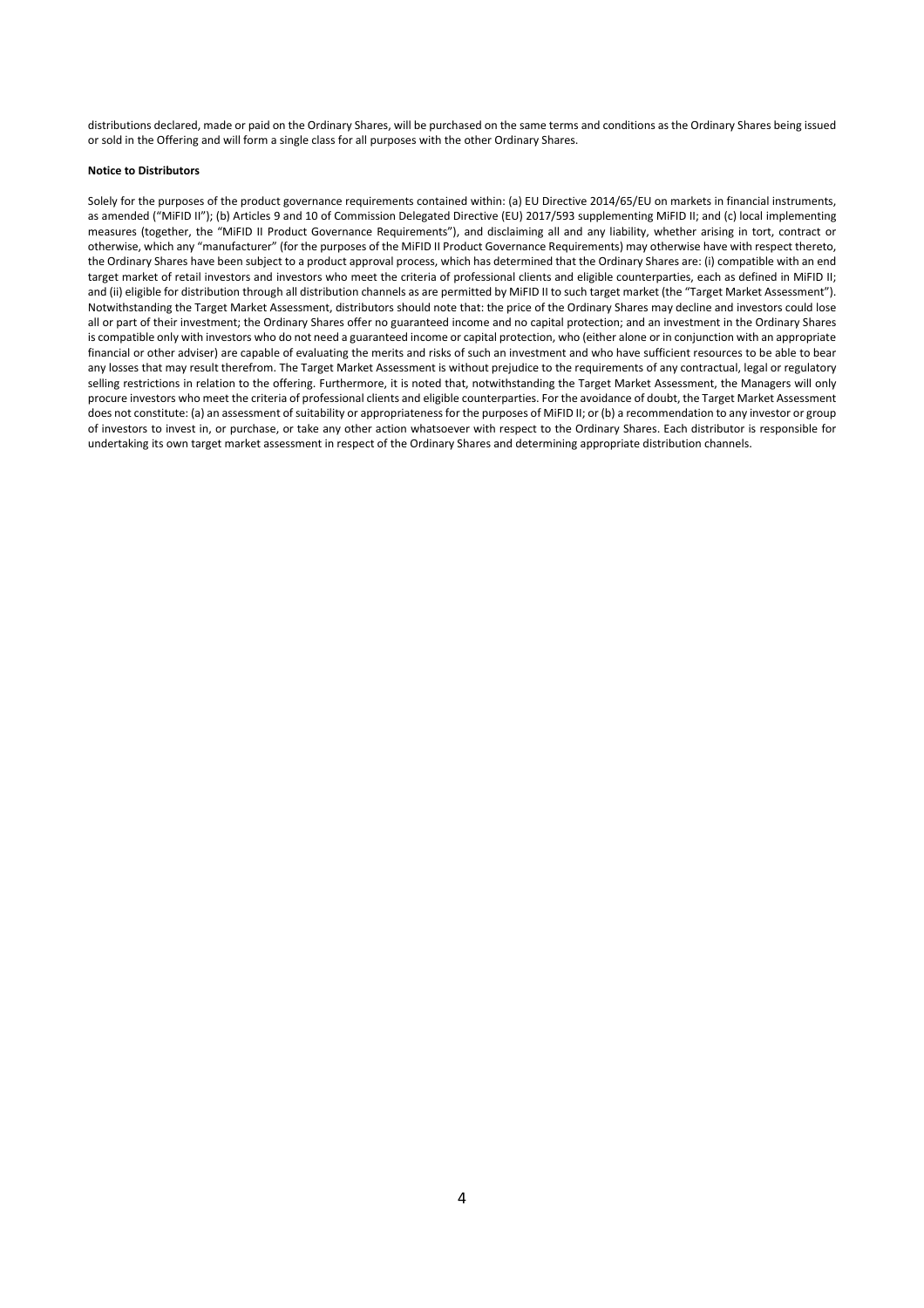distributions declared, made or paid on the Ordinary Shares, will be purchased on the same terms and conditions as the Ordinary Shares being issued or sold in the Offering and will form a single class for all purposes with the other Ordinary Shares.

**Notice to Distributors**

Solely for the purposes of the product governance requirements contained within: (a) EU Directive 2014/65/EU on markets in financial instruments, as amended ("MiFID II"); (b) Articles 9 and 10 of Commission Delegated Directive (EU) 2017/593 supplementing MiFID II; and (c) local implementing measures (together, the "MiFID II Product Governance Requirements"), and disclaiming all and any liability, whether arising in tort, contract or otherwise, which any "manufacturer" (for the purposes of the MiFID II Product Governance Requirements) may otherwise have with respect thereto, the Ordinary Shares have been subject to a product approval process, which has determined that the Ordinary Shares are: (i) compatible with an end target market of retail investors and investors who meet the criteria of professional clients and eligible counterparties, each as defined in MiFID II; and (ii) eligible for distribution through all distribution channels as are permitted by MiFID II to such target market (the "Target Market Assessment"). Notwithstanding the Target Market Assessment, distributors should note that: the price of the Ordinary Shares may decline and investors could lose all or part of their investment; the Ordinary Shares offer no guaranteed income and no capital protection; and an investment in the Ordinary Shares is compatible only with investors who do not need a guaranteed income or capital protection, who (either alone or in conjunction with an appropriate financial or other adviser) are capable of evaluating the merits and risks of such an investment and who have sufficient resources to be able to bear any losses that may result therefrom. The Target Market Assessment is without prejudice to the requirements of any contractual, legal or regulatory selling restrictions in relation to the offering. Furthermore, it is noted that, notwithstanding the Target Market Assessment, the Managers will only procure investors who meet the criteria of professional clients and eligible counterparties. For the avoidance of doubt, the Target Market Assessment does not constitute: (a) an assessment of suitability or appropriateness for the purposes of MiFID II; or (b) a recommendation to any investor or group of investors to invest in, or purchase, or take any other action whatsoever with respect to the Ordinary Shares. Each distributor is responsible for undertaking its own target market assessment in respect of the Ordinary Shares and determining appropriate distribution channels.